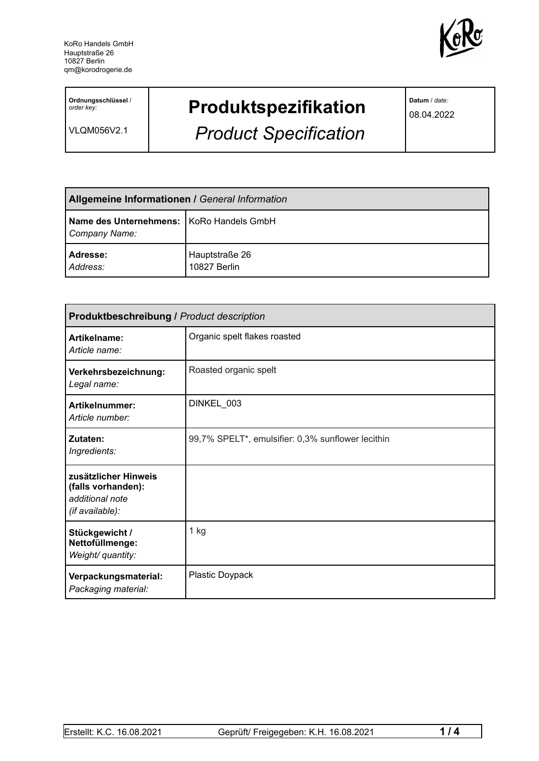KoRo Handels GmbH
Hauptstraße 26
10827 Berlin
qm@korodrogerie.de

| **Ordnungsschlüssel** / *order key:* VLQM056V2.1 | **Produktspezifikation** *Product Specification* | **Datum** / *date:* 08.04.2022 |
|---|---|---|

| **Allgemeine Informationen /** *General Information* | |
|---|---|
| **Name des Unternehmens:** *Company Name:* | KoRo Handels GmbH |
| **Adresse:** *Address:* | Hauptstraße 26 10827 Berlin |

| **Produktbeschreibung /** *Product description* | |
|---|---|
| **Artikelname:** *Article name:* | Organic spelt flakes roasted |
| **Verkehrsbezeichnung:** *Legal name:* | Roasted organic spelt |
| **Artikelnummer:** *Article number:* | DINKEL_003 |
| **Zutaten:** *Ingredients:* | 99,7% SPELT*, emulsifier: 0,3% sunflower lecithin |
| **zusätzlicher Hinweis (falls vorhanden):** *additional note (if available):* | |
| **Stückgewicht / Nettofüllmenge:** *Weight/ quantity:* | 1 kg |
| **Verpackungsmaterial:** *Packaging material:* | Plastic Doypack |

Erstellt: K.C. 16.08.2021 Geprüft/ Freigegeben: K.H. 16.08.2021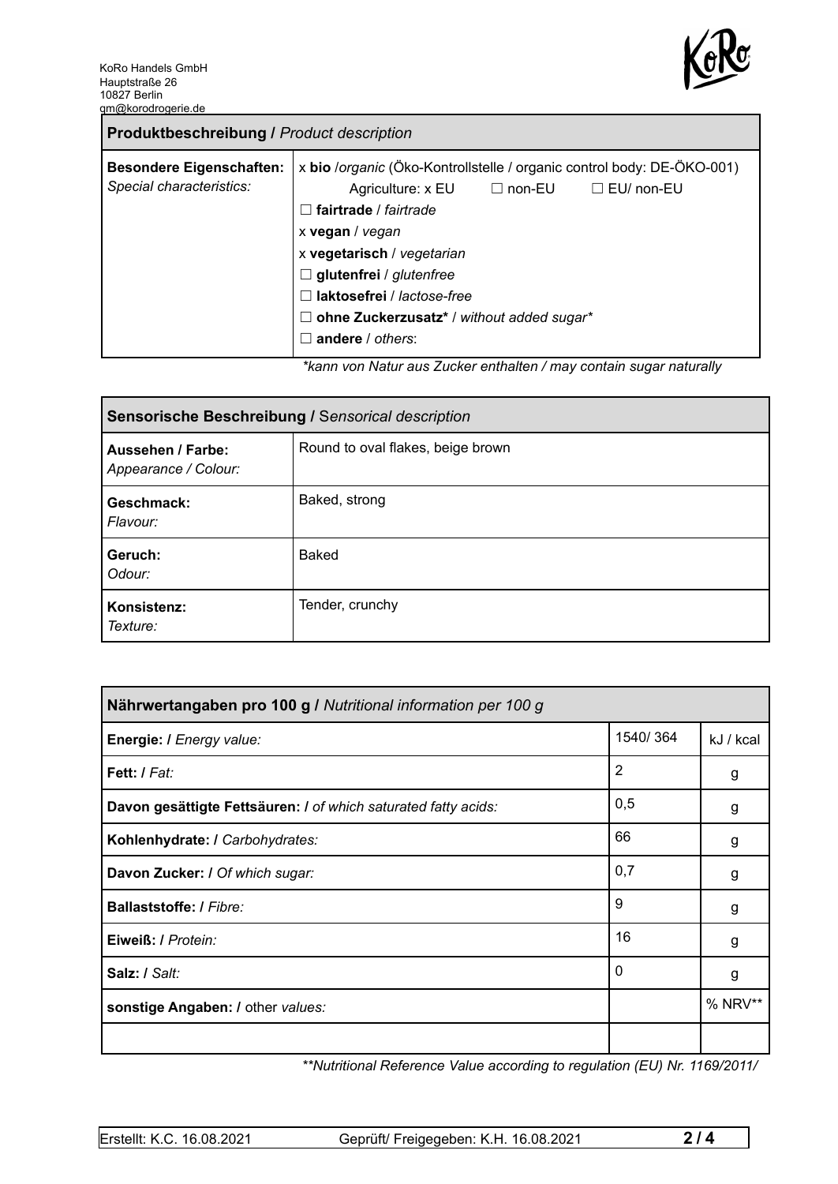KoRo Handels GmbH
Hauptstraße 26
10827 Berlin
qm@korodrogerie.de

| **Produktbeschreibung /** *Product description* | |
|---|---|
| **Besondere Eigenschaften:** *Special characteristics:* | x **bio** /*organic* (Öko-Kontrollstelle / organic control body: DE-ÖKO-001)<br>Agriculture: x EU ☐ non-EU ☐ EU/ non-EU<br>☐ **fairtrade** / *fairtrade*<br>x **vegan** / *vegan*<br>x **vegetarisch** / *vegetarian*<br>☐ **glutenfrei** / *glutenfree*<br>☐ **laktosefrei** / *lactose-free*<br>☐ **ohne Zuckerzusatz*** / *without added sugar**<br>☐ **andere** / *others*: |

*\*kann von Natur aus Zucker enthalten / may contain sugar naturally*

| **Sensorische Beschreibung /** *Sensorical description* | |
|---|---|
| **Aussehen / Farbe:** *Appearance / Colour:* | Round to oval flakes, beige brown |
| **Geschmack:** *Flavour:* | Baked, strong |
| **Geruch:** *Odour:* | Baked |
| **Konsistenz:** *Texture:* | Tender, crunchy |

| **Nährwertangaben pro 100 g /** *Nutritional information per 100 g* | | |
|---|---|---|
| **Energie: /** *Energy value:* | 1540/ 364 | kJ / kcal |
| **Fett: /** *Fat:* | 2 | g |
| **Davon gesättigte Fettsäuren: /** *of which saturated fatty acids:* | 0,5 | g |
| **Kohlenhydrate: /** *Carbohydrates:* | 66 | g |
| **Davon Zucker: /** *Of which sugar:* | 0,7 | g |
| **Ballaststoffe: /** *Fibre:* | 9 | g |
| **Eiweiß: /** *Protein:* | 16 | g |
| **Salz: /** *Salt:* | 0 | g |
| **sonstige Angaben: /** other *values:* | | % NRV** |
| | | |

*\*\*Nutritional Reference Value according to regulation (EU) Nr. 1169/2011/*

Erstellt: K.C. 16.08.2021 Geprüft/ Freigegeben: K.H. 16.08.2021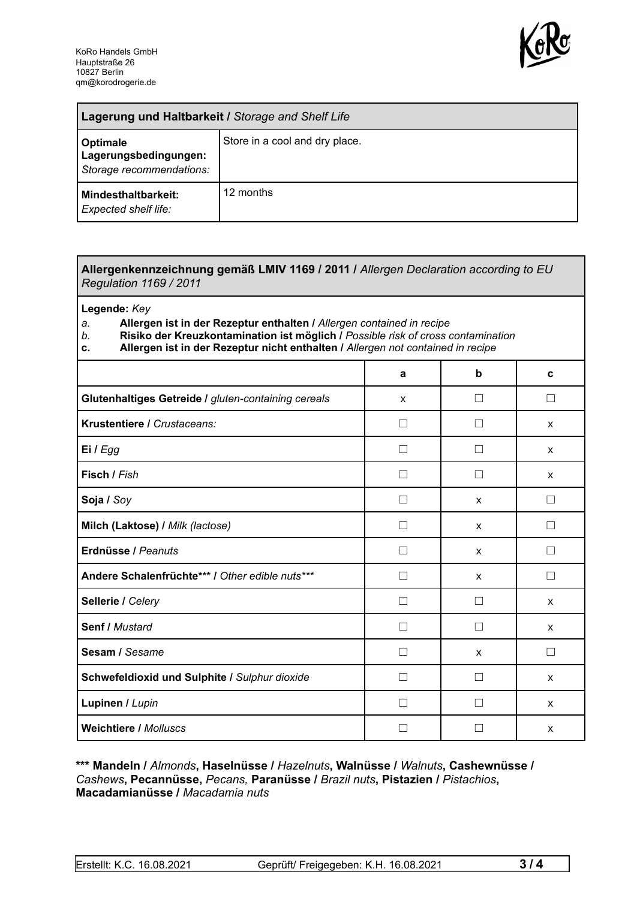KoRo Handels GmbH
Hauptstraße 26
10827 Berlin
qm@korodrogerie.de

| **Lagerung und Haltbarkeit /** *Storage and Shelf Life* | |
|---|---|
| **Optimale Lagerungsbedingungen:** *Storage recommendations:* | Store in a cool and dry place. |
| **Mindesthaltbarkeit:** *Expected shelf life:* | 12 months |

**Allergenkennzeichnung gemäß LMIV 1169 / 2011 /** *Allergen Declaration according to EU Regulation 1169 / 2011*

**Legende:** *Key*

*a.* **Allergen ist in der Rezeptur enthalten /** *Allergen contained in recipe*
*b.* **Risiko der Kreuzkontamination ist möglich /** *Possible risk of cross contamination*
**c.** **Allergen ist in der Rezeptur nicht enthalten /** *Allergen not contained in recipe*

| | a | b | c |
|---|---|---|---|
| **Glutenhaltiges Getreide /** *gluten-containing cereals* | x | ☐ | ☐ |
| **Krustentiere /** *Crustaceans:* | ☐ | ☐ | x |
| **Ei /** *Egg* | ☐ | ☐ | x |
| **Fisch /** *Fish* | ☐ | ☐ | x |
| **Soja /** *Soy* | ☐ | x | ☐ |
| **Milch (Laktose) /** *Milk (lactose)* | ☐ | x | ☐ |
| **Erdnüsse /** *Peanuts* | ☐ | x | ☐ |
| **Andere Schalenfrüchte*** /** *Other edible nuts**** | ☐ | x | ☐ |
| **Sellerie /** *Celery* | ☐ | ☐ | x |
| **Senf /** *Mustard* | ☐ | ☐ | x |
| **Sesam /** *Sesame* | ☐ | x | ☐ |
| **Schwefeldioxid und Sulphite /** *Sulphur dioxide* | ☐ | ☐ | x |
| **Lupinen /** *Lupin* | ☐ | ☐ | x |
| **Weichtiere /** *Molluscs* | ☐ | ☐ | x |

**\*\*\* Mandeln /** *Almonds***, Haselnüsse /** *Hazelnuts***, Walnüsse /** *Walnuts***, Cashewnüsse /** *Cashews***, Pecannüsse,** *Pecans,* **Paranüsse /** *Brazil nuts***, Pistazien /** *Pistachios***, Macadamianüsse /** *Macadamia nuts*

Erstellt: K.C. 16.08.2021 Geprüft/ Freigegeben: K.H. 16.08.2021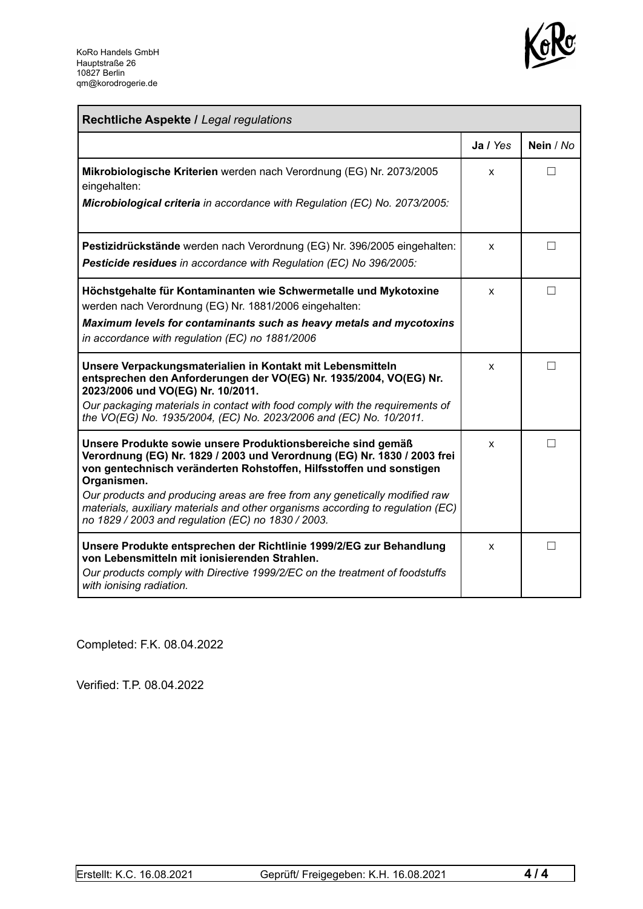KoRo Handels GmbH
Hauptstraße 26
10827 Berlin
qm@korodrogerie.de

| **Rechtliche Aspekte /** *Legal regulations* | | |
|---|---|---|
| | **Ja /** *Yes* | **Nein** / *No* |
| **Mikrobiologische Kriterien** werden nach Verordnung (EG) Nr. 2073/2005 eingehalten: ***Microbiological criteria** in accordance with Regulation (EC) No. 2073/2005:* | x | ☐ |
| **Pestizidrückstände** werden nach Verordnung (EG) Nr. 396/2005 eingehalten: ***Pesticide residues** in accordance with Regulation (EC) No 396/2005:* | x | ☐ |
| **Höchstgehalte für Kontaminanten wie Schwermetalle und Mykotoxine** werden nach Verordnung (EG) Nr. 1881/2006 eingehalten: ***Maximum levels for contaminants such as heavy metals and mycotoxins** in accordance with regulation (EC) no 1881/2006* | x | ☐ |
| **Unsere Verpackungsmaterialien in Kontakt mit Lebensmitteln entsprechen den Anforderungen der VO(EG) Nr. 1935/2004, VO(EG) Nr. 2023/2006 und VO(EG) Nr. 10/2011.** *Our packaging materials in contact with food comply with the requirements of the VO(EG) No. 1935/2004, (EC) No. 2023/2006 and (EC) No. 10/2011.* | x | ☐ |
| **Unsere Produkte sowie unsere Produktionsbereiche sind gemäß Verordnung (EG) Nr. 1829 / 2003 und Verordnung (EG) Nr. 1830 / 2003 frei von gentechnisch veränderten Rohstoffen, Hilfsstoffen und sonstigen Organismen.** *Our products and producing areas are free from any genetically modified raw materials, auxiliary materials and other organisms according to regulation (EC) no 1829 / 2003 and regulation (EC) no 1830 / 2003.* | x | ☐ |
| **Unsere Produkte entsprechen der Richtlinie 1999/2/EG zur Behandlung von Lebensmitteln mit ionisierenden Strahlen.** *Our products comply with Directive 1999/2/EC on the treatment of foodstuffs with ionising radiation.* | x | ☐ |

Completed: F.K. 08.04.2022

Verified: T.P. 08.04.2022

Erstellt: K.C. 16.08.2021 Geprüft/ Freigegeben: K.H. 16.08.2021